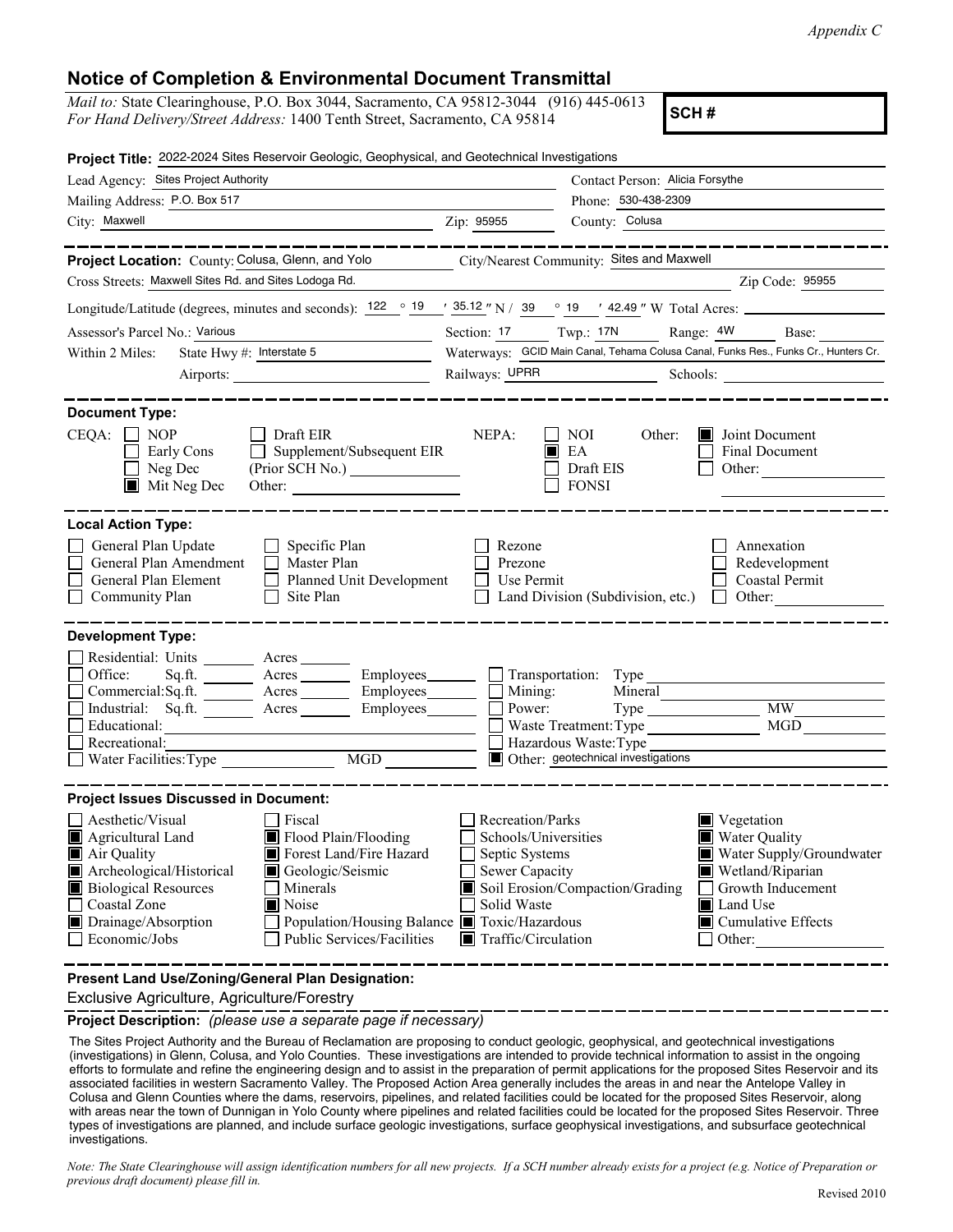*Appendix C*

# Notice of Completion & Environmental Document Transmittal

*Mail to:* State Clearinghouse, P.O. Box 3044, Sacramento, CA 95812-3044 (916) 445-0613
*For Hand Delivery/Street Address:* 1400 Tenth Street, Sacramento, CA 95814

**SCH #**

**Project Title:** 2022-2024 Sites Reservoir Geologic, Geophysical, and Geotechnical Investigations

Lead Agency: Sites Project Authority
Contact Person: Alicia Forsythe
Mailing Address: P.O. Box 517
Phone: 530-438-2309
City: Maxwell
Zip: 95955
County: Colusa

---

**Project Location:** County: Colusa, Glenn, and Yolo
City/Nearest Community: Sites and Maxwell
Cross Streets: Maxwell Sites Rd. and Sites Lodoga Rd.
Zip Code: 95955

Longitude/Latitude (degrees, minutes and seconds): 122 ° 19 ′ 35.12 ″ N / 39 ° 19 ′ 42.49 ″ W Total Acres:

Assessor's Parcel No.: Various
Section: 17 Twp.: 17N Range: 4W Base:

Within 2 Miles: State Hwy #: Interstate 5
Waterways: GCID Main Canal, Tehama Colusa Canal, Funks Res., Funks Cr., Hunters Cr.
Airports:
Railways: UPRR
Schools:

---

**Document Type:**

CEQA:
- [ ] NOP
- [ ] Early Cons
- [ ] Neg Dec
- [x] Mit Neg Dec
- [ ] Draft EIR
- [ ] Supplement/Subsequent EIR (Prior SCH No.)
- Other:

NEPA:
- [ ] NOI
- [x] EA
- [ ] Draft EIS
- [ ] FONSI

Other:
- [x] Joint Document
- [ ] Final Document
- [ ] Other:

---

**Local Action Type:**

- [ ] General Plan Update
- [ ] General Plan Amendment
- [ ] General Plan Element
- [ ] Community Plan
- [ ] Specific Plan
- [ ] Master Plan
- [ ] Planned Unit Development
- [ ] Site Plan
- [ ] Rezone
- [ ] Prezone
- [ ] Use Permit
- [ ] Land Division (Subdivision, etc.)
- [ ] Annexation
- [ ] Redevelopment
- [ ] Coastal Permit
- [ ] Other:

---

**Development Type:**

- [ ] Residential: Units ___ Acres ___
- [ ] Office: Sq.ft. ___ Acres ___ Employees ___
- [ ] Commercial: Sq.ft. ___ Acres ___ Employees ___
- [ ] Industrial: Sq.ft. ___ Acres ___ Employees ___
- [ ] Educational:
- [ ] Recreational:
- [ ] Water Facilities: Type ___ MGD ___
- [ ] Transportation: Type
- [ ] Mining: Mineral
- [ ] Power: Type ___ MW
- [ ] Waste Treatment: Type ___ MGD
- [ ] Hazardous Waste: Type
- [x] Other: geotechnical investigations

---

**Project Issues Discussed in Document:**

- [ ] Aesthetic/Visual
- [x] Agricultural Land
- [x] Air Quality
- [x] Archeological/Historical
- [x] Biological Resources
- [ ] Coastal Zone
- [x] Drainage/Absorption
- [ ] Economic/Jobs
- [ ] Fiscal
- [x] Flood Plain/Flooding
- [x] Forest Land/Fire Hazard
- [x] Geologic/Seismic
- [ ] Minerals
- [x] Noise
- [ ] Population/Housing Balance
- [ ] Public Services/Facilities
- [ ] Recreation/Parks
- [ ] Schools/Universities
- [ ] Septic Systems
- [ ] Sewer Capacity
- [x] Soil Erosion/Compaction/Grading
- [ ] Solid Waste
- [x] Toxic/Hazardous
- [x] Traffic/Circulation
- [x] Vegetation
- [x] Water Quality
- [x] Water Supply/Groundwater
- [x] Wetland/Riparian
- [ ] Growth Inducement
- [x] Land Use
- [x] Cumulative Effects
- [ ] Other:

---

**Present Land Use/Zoning/General Plan Designation:**

Exclusive Agriculture, Agriculture/Forestry

**Project Description:** *(please use a separate page if necessary)*

The Sites Project Authority and the Bureau of Reclamation are proposing to conduct geologic, geophysical, and geotechnical investigations (investigations) in Glenn, Colusa, and Yolo Counties. These investigations are intended to provide technical information to assist in the ongoing efforts to formulate and refine the engineering design and to assist in the preparation of permit applications for the proposed Sites Reservoir and its associated facilities in western Sacramento Valley. The Proposed Action Area generally includes the areas in and near the Antelope Valley in Colusa and Glenn Counties where the dams, reservoirs, pipelines, and related facilities could be located for the proposed Sites Reservoir, along with areas near the town of Dunnigan in Yolo County where pipelines and related facilities could be located for the proposed Sites Reservoir. Three types of investigations are planned, and include surface geologic investigations, surface geophysical investigations, and subsurface geotechnical investigations.

*Note: The State Clearinghouse will assign identification numbers for all new projects. If a SCH number already exists for a project (e.g. Notice of Preparation or previous draft document) please fill in.*

Revised 2010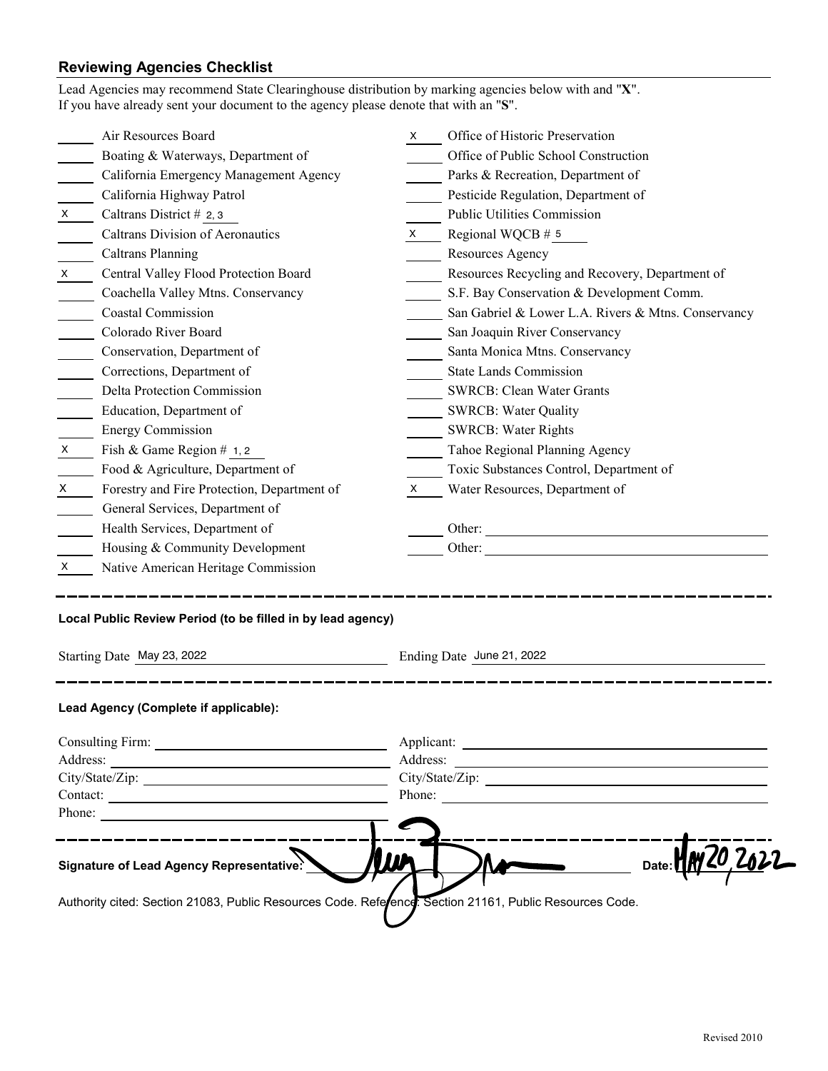## Reviewing Agencies Checklist

Lead Agencies may recommend State Clearinghouse distribution by marking agencies below with and "**X**".
If you have already sent your document to the agency please denote that with an "**S**".

| | | | |
|---|---|---|---|
| | Air Resources Board | X | Office of Historic Preservation |
| | Boating & Waterways, Department of | | Office of Public School Construction |
| | California Emergency Management Agency | | Parks & Recreation, Department of |
| | California Highway Patrol | | Pesticide Regulation, Department of |
| X | Caltrans District # 2, 3 | | Public Utilities Commission |
| | Caltrans Division of Aeronautics | X | Regional WQCB # 5 |
| | Caltrans Planning | | Resources Agency |
| X | Central Valley Flood Protection Board | | Resources Recycling and Recovery, Department of |
| | Coachella Valley Mtns. Conservancy | | S.F. Bay Conservation & Development Comm. |
| | Coastal Commission | | San Gabriel & Lower L.A. Rivers & Mtns. Conservancy |
| | Colorado River Board | | San Joaquin River Conservancy |
| | Conservation, Department of | | Santa Monica Mtns. Conservancy |
| | Corrections, Department of | | State Lands Commission |
| | Delta Protection Commission | | SWRCB: Clean Water Grants |
| | Education, Department of | | SWRCB: Water Quality |
| | Energy Commission | | SWRCB: Water Rights |
| X | Fish & Game Region # 1, 2 | | Tahoe Regional Planning Agency |
| | Food & Agriculture, Department of | | Toxic Substances Control, Department of |
| X | Forestry and Fire Protection, Department of | X | Water Resources, Department of |
| | General Services, Department of | | |
| | Health Services, Department of | | Other: |
| | Housing & Community Development | | Other: |
| X | Native American Heritage Commission | | |

---

**Local Public Review Period (to be filled in by lead agency)**

Starting Date May 23, 2022 Ending Date June 21, 2022

---

**Lead Agency (Complete if applicable):**

Consulting Firm: 
Address: 
City/State/Zip: 
Contact: 
Phone: 

Applicant: 
Address: 
City/State/Zip: 
Phone: 

---

**Signature of Lead Agency Representative:** [signature] **Date:** May 20, 2022

Authority cited: Section 21083, Public Resources Code. Reference: Section 21161, Public Resources Code.

Revised 2010